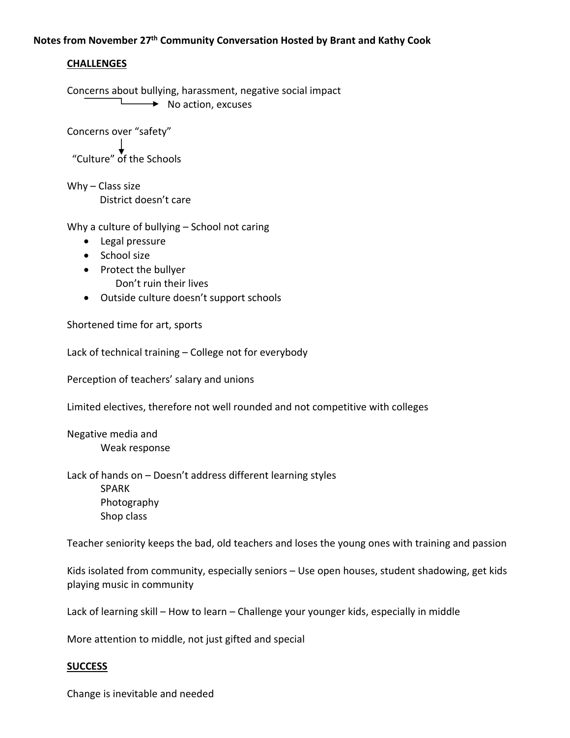**Notes from November 27th Community Conversation Hosted by Brant and Kathy Cook**

**CHALLENGES**

Concerns about bullying, harassment, negative social impact
→ No action, excuses

Concerns over "safety"
↓
"Culture" of the Schools

Why – Class size
District doesn't care

Why a culture of bullying – School not caring

- Legal pressure
- School size
- Protect the bullyer
  Don't ruin their lives
- Outside culture doesn't support schools

Shortened time for art, sports

Lack of technical training – College not for everybody

Perception of teachers' salary and unions

Limited electives, therefore not well rounded and not competitive with colleges

Negative media and
Weak response

Lack of hands on – Doesn't address different learning styles
SPARK
Photography
Shop class

Teacher seniority keeps the bad, old teachers and loses the young ones with training and passion

Kids isolated from community, especially seniors – Use open houses, student shadowing, get kids playing music in community

Lack of learning skill – How to learn – Challenge your younger kids, especially in middle

More attention to middle, not just gifted and special

**SUCCESS**

Change is inevitable and needed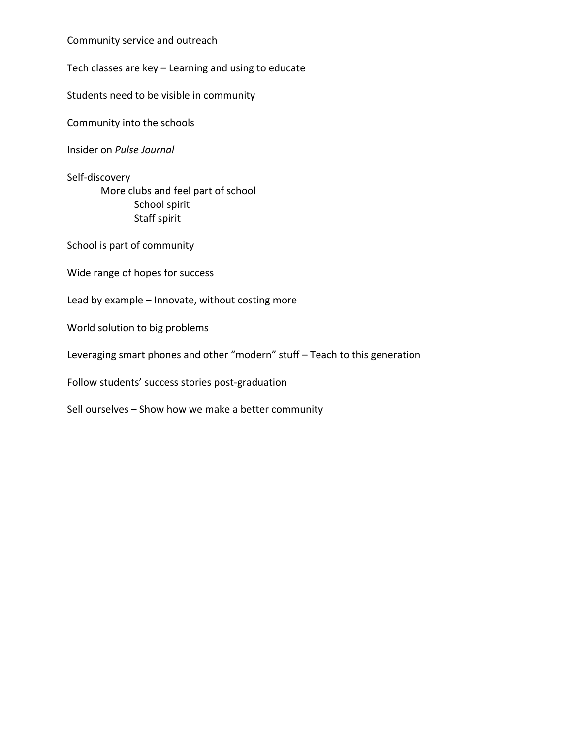Community service and outreach

Tech classes are key – Learning and using to educate

Students need to be visible in community

Community into the schools

Insider on *Pulse Journal*

Self-discovery

- More clubs and feel part of school
  - School spirit
  - Staff spirit

School is part of community

Wide range of hopes for success

Lead by example – Innovate, without costing more

World solution to big problems

Leveraging smart phones and other "modern" stuff – Teach to this generation

Follow students' success stories post-graduation

Sell ourselves – Show how we make a better community